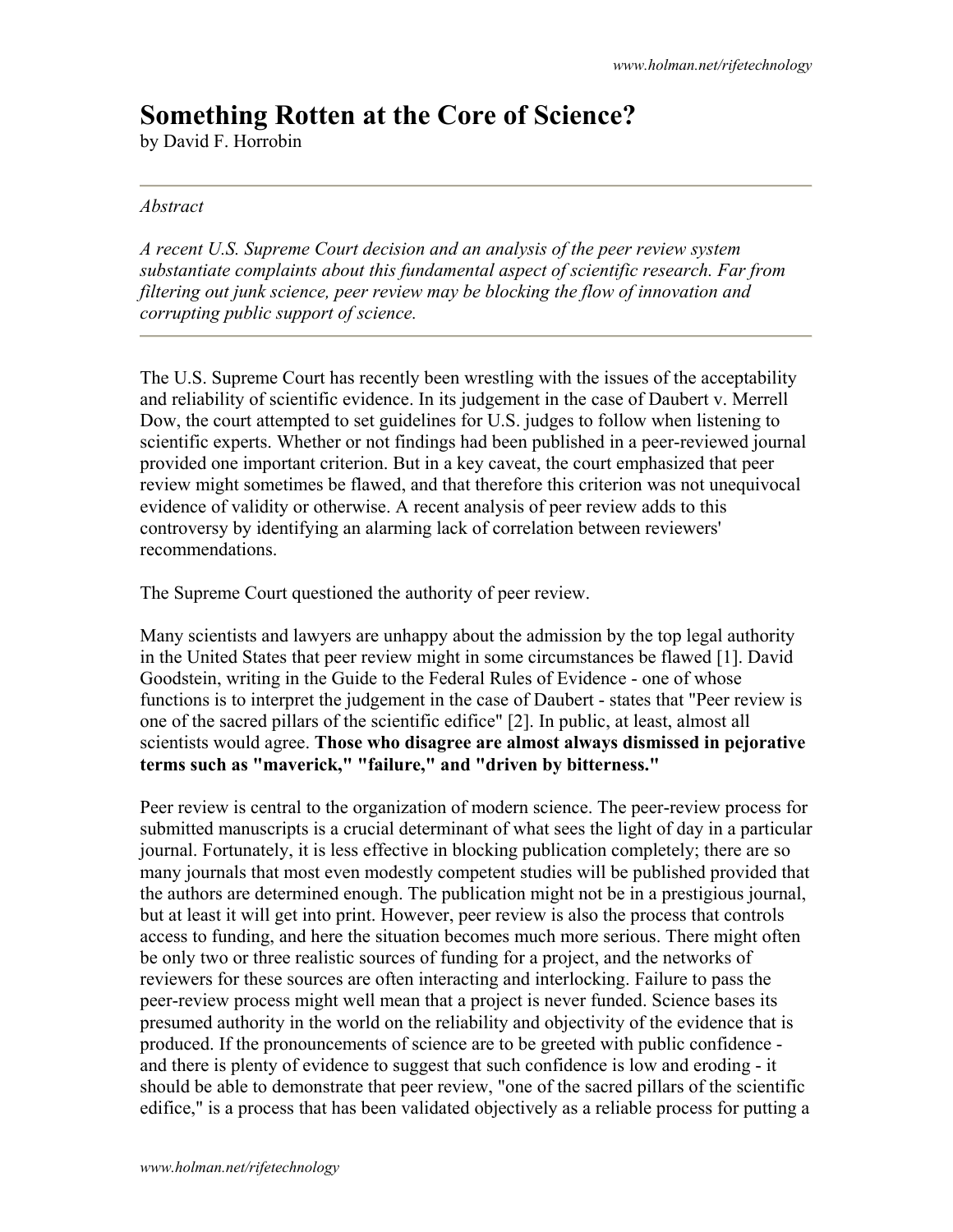# Something Rotten at the Core of Science?

by David F. Horrobin

---

*Abstract*

*A recent U.S. Supreme Court decision and an analysis of the peer review system substantiate complaints about this fundamental aspect of scientific research. Far from filtering out junk science, peer review may be blocking the flow of innovation and corrupting public support of science.*

---

The U.S. Supreme Court has recently been wrestling with the issues of the acceptability and reliability of scientific evidence. In its judgement in the case of Daubert v. Merrell Dow, the court attempted to set guidelines for U.S. judges to follow when listening to scientific experts. Whether or not findings had been published in a peer-reviewed journal provided one important criterion. But in a key caveat, the court emphasized that peer review might sometimes be flawed, and that therefore this criterion was not unequivocal evidence of validity or otherwise. A recent analysis of peer review adds to this controversy by identifying an alarming lack of correlation between reviewers' recommendations.

The Supreme Court questioned the authority of peer review.

Many scientists and lawyers are unhappy about the admission by the top legal authority in the United States that peer review might in some circumstances be flawed [1]. David Goodstein, writing in the Guide to the Federal Rules of Evidence - one of whose functions is to interpret the judgement in the case of Daubert - states that "Peer review is one of the sacred pillars of the scientific edifice" [2]. In public, at least, almost all scientists would agree. **Those who disagree are almost always dismissed in pejorative terms such as "maverick," "failure," and "driven by bitterness."**

Peer review is central to the organization of modern science. The peer-review process for submitted manuscripts is a crucial determinant of what sees the light of day in a particular journal. Fortunately, it is less effective in blocking publication completely; there are so many journals that most even modestly competent studies will be published provided that the authors are determined enough. The publication might not be in a prestigious journal, but at least it will get into print. However, peer review is also the process that controls access to funding, and here the situation becomes much more serious. There might often be only two or three realistic sources of funding for a project, and the networks of reviewers for these sources are often interacting and interlocking. Failure to pass the peer-review process might well mean that a project is never funded. Science bases its presumed authority in the world on the reliability and objectivity of the evidence that is produced. If the pronouncements of science are to be greeted with public confidence - and there is plenty of evidence to suggest that such confidence is low and eroding - it should be able to demonstrate that peer review, "one of the sacred pillars of the scientific edifice," is a process that has been validated objectively as a reliable process for putting a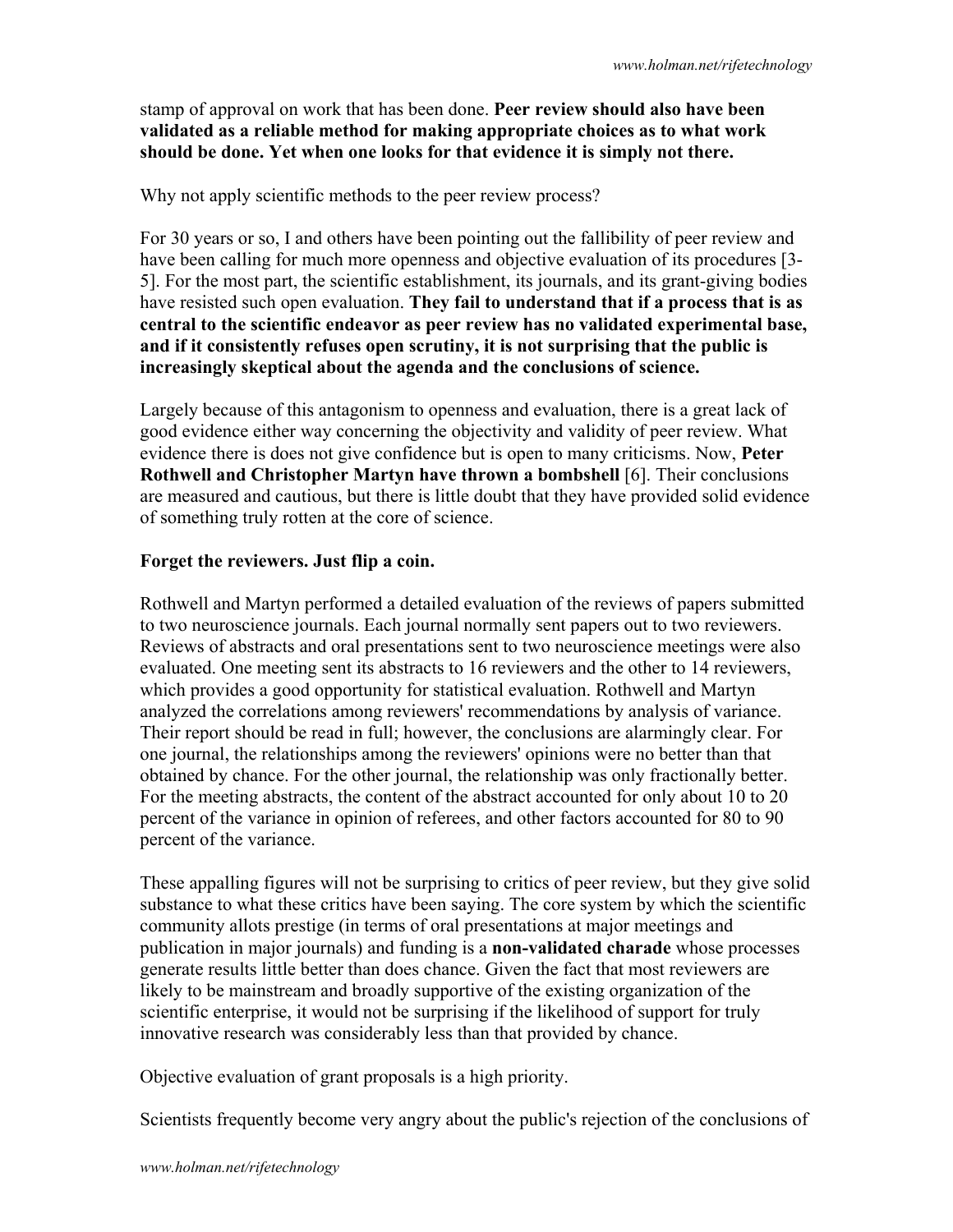stamp of approval on work that has been done. **Peer review should also have been validated as a reliable method for making appropriate choices as to what work should be done. Yet when one looks for that evidence it is simply not there.**

Why not apply scientific methods to the peer review process?

For 30 years or so, I and others have been pointing out the fallibility of peer review and have been calling for much more openness and objective evaluation of its procedures [3-5]. For the most part, the scientific establishment, its journals, and its grant-giving bodies have resisted such open evaluation. **They fail to understand that if a process that is as central to the scientific endeavor as peer review has no validated experimental base, and if it consistently refuses open scrutiny, it is not surprising that the public is increasingly skeptical about the agenda and the conclusions of science.**

Largely because of this antagonism to openness and evaluation, there is a great lack of good evidence either way concerning the objectivity and validity of peer review. What evidence there is does not give confidence but is open to many criticisms. Now, **Peter Rothwell and Christopher Martyn have thrown a bombshell** [6]. Their conclusions are measured and cautious, but there is little doubt that they have provided solid evidence of something truly rotten at the core of science.

**Forget the reviewers. Just flip a coin.**

Rothwell and Martyn performed a detailed evaluation of the reviews of papers submitted to two neuroscience journals. Each journal normally sent papers out to two reviewers. Reviews of abstracts and oral presentations sent to two neuroscience meetings were also evaluated. One meeting sent its abstracts to 16 reviewers and the other to 14 reviewers, which provides a good opportunity for statistical evaluation. Rothwell and Martyn analyzed the correlations among reviewers' recommendations by analysis of variance. Their report should be read in full; however, the conclusions are alarmingly clear. For one journal, the relationships among the reviewers' opinions were no better than that obtained by chance. For the other journal, the relationship was only fractionally better. For the meeting abstracts, the content of the abstract accounted for only about 10 to 20 percent of the variance in opinion of referees, and other factors accounted for 80 to 90 percent of the variance.

These appalling figures will not be surprising to critics of peer review, but they give solid substance to what these critics have been saying. The core system by which the scientific community allots prestige (in terms of oral presentations at major meetings and publication in major journals) and funding is a **non-validated charade** whose processes generate results little better than does chance. Given the fact that most reviewers are likely to be mainstream and broadly supportive of the existing organization of the scientific enterprise, it would not be surprising if the likelihood of support for truly innovative research was considerably less than that provided by chance.

Objective evaluation of grant proposals is a high priority.

Scientists frequently become very angry about the public's rejection of the conclusions of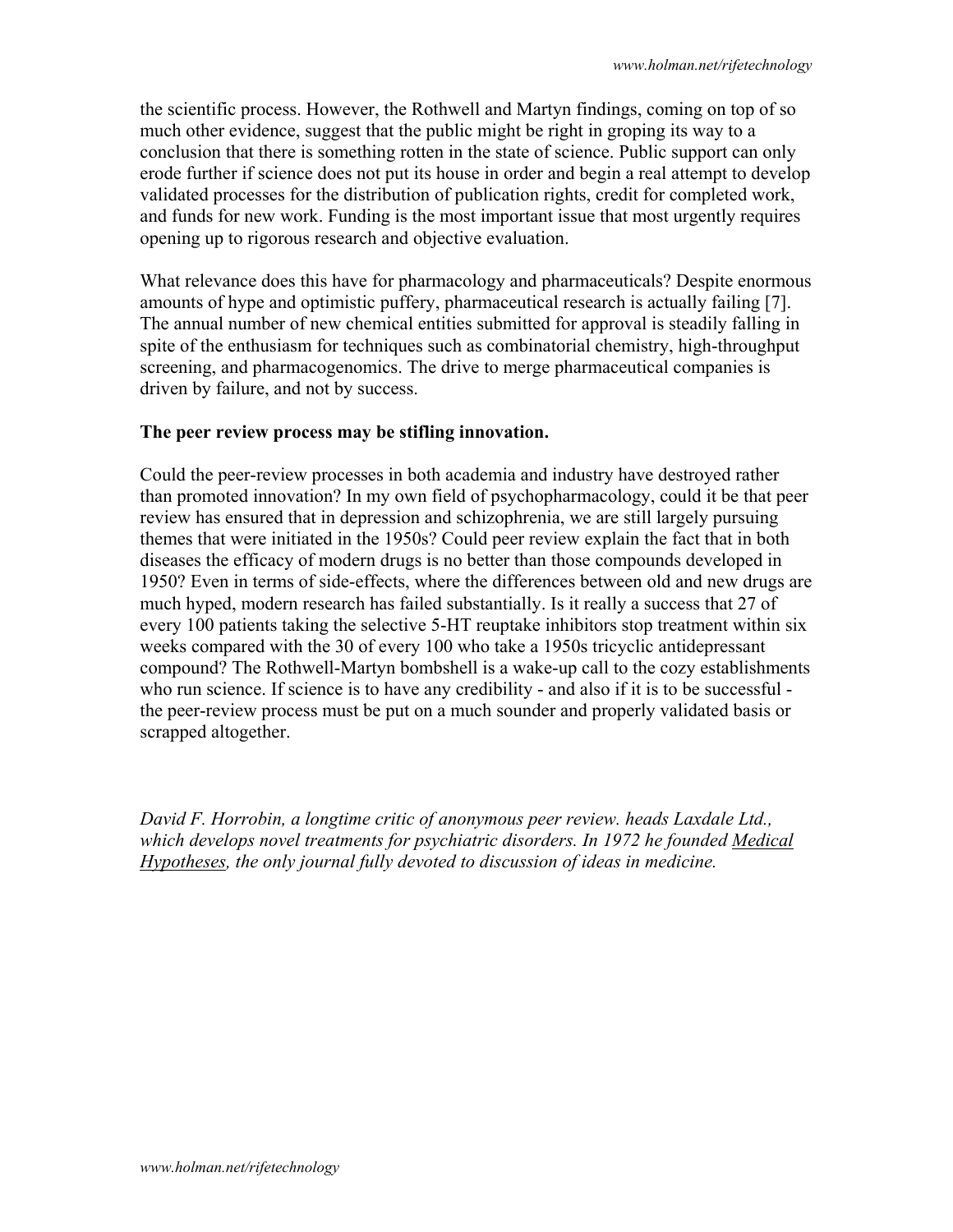the scientific process. However, the Rothwell and Martyn findings, coming on top of so much other evidence, suggest that the public might be right in groping its way to a conclusion that there is something rotten in the state of science. Public support can only erode further if science does not put its house in order and begin a real attempt to develop validated processes for the distribution of publication rights, credit for completed work, and funds for new work. Funding is the most important issue that most urgently requires opening up to rigorous research and objective evaluation.

What relevance does this have for pharmacology and pharmaceuticals? Despite enormous amounts of hype and optimistic puffery, pharmaceutical research is actually failing [7]. The annual number of new chemical entities submitted for approval is steadily falling in spite of the enthusiasm for techniques such as combinatorial chemistry, high-throughput screening, and pharmacogenomics. The drive to merge pharmaceutical companies is driven by failure, and not by success.

**The peer review process may be stifling innovation.**

Could the peer-review processes in both academia and industry have destroyed rather than promoted innovation? In my own field of psychopharmacology, could it be that peer review has ensured that in depression and schizophrenia, we are still largely pursuing themes that were initiated in the 1950s? Could peer review explain the fact that in both diseases the efficacy of modern drugs is no better than those compounds developed in 1950? Even in terms of side-effects, where the differences between old and new drugs are much hyped, modern research has failed substantially. Is it really a success that 27 of every 100 patients taking the selective 5-HT reuptake inhibitors stop treatment within six weeks compared with the 30 of every 100 who take a 1950s tricyclic antidepressant compound? The Rothwell-Martyn bombshell is a wake-up call to the cozy establishments who run science. If science is to have any credibility - and also if it is to be successful - the peer-review process must be put on a much sounder and properly validated basis or scrapped altogether.

*David F. Horrobin, a longtime critic of anonymous peer review. heads Laxdale Ltd., which develops novel treatments for psychiatric disorders. In 1972 he founded Medical Hypotheses, the only journal fully devoted to discussion of ideas in medicine.*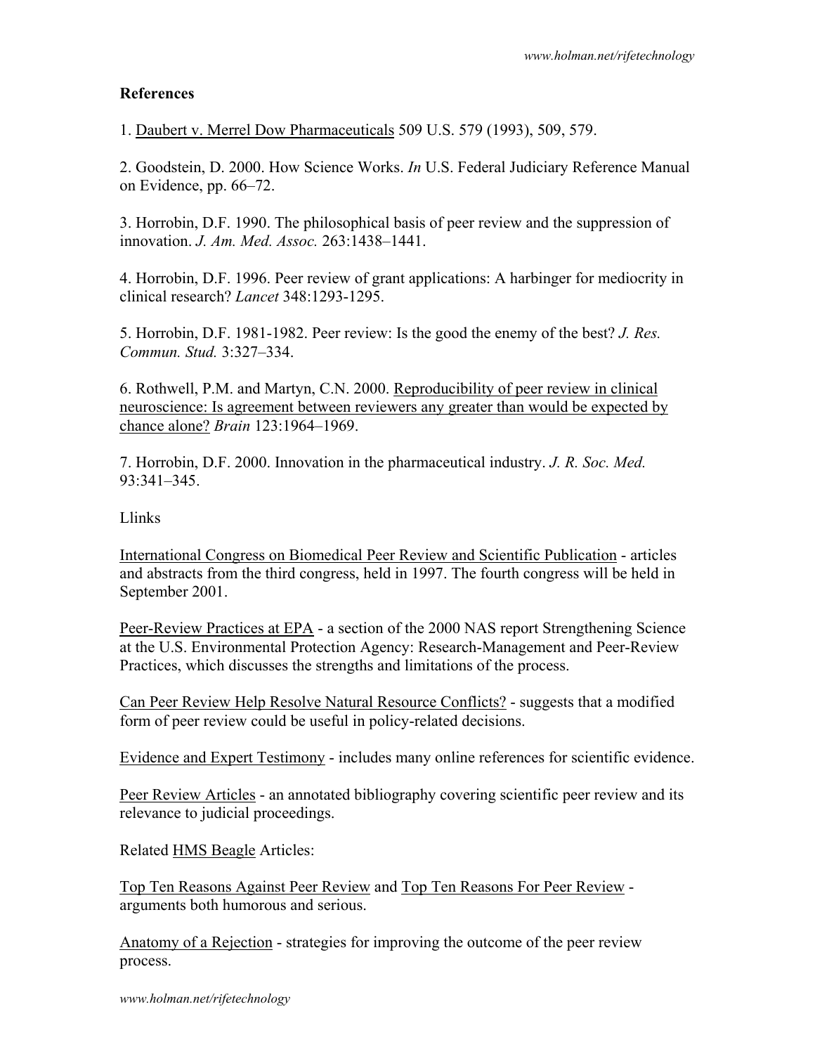**References**

1. Daubert v. Merrel Dow Pharmaceuticals 509 U.S. 579 (1993), 509, 579.

2. Goodstein, D. 2000. How Science Works. *In* U.S. Federal Judiciary Reference Manual on Evidence, pp. 66–72.

3. Horrobin, D.F. 1990. The philosophical basis of peer review and the suppression of innovation. *J. Am. Med. Assoc.* 263:1438–1441.

4. Horrobin, D.F. 1996. Peer review of grant applications: A harbinger for mediocrity in clinical research? *Lancet* 348:1293-1295.

5. Horrobin, D.F. 1981-1982. Peer review: Is the good the enemy of the best? *J. Res. Commun. Stud.* 3:327–334.

6. Rothwell, P.M. and Martyn, C.N. 2000. Reproducibility of peer review in clinical neuroscience: Is agreement between reviewers any greater than would be expected by chance alone? *Brain* 123:1964–1969.

7. Horrobin, D.F. 2000. Innovation in the pharmaceutical industry. *J. R. Soc. Med.* 93:341–345.

Llinks

International Congress on Biomedical Peer Review and Scientific Publication - articles and abstracts from the third congress, held in 1997. The fourth congress will be held in September 2001.

Peer-Review Practices at EPA - a section of the 2000 NAS report Strengthening Science at the U.S. Environmental Protection Agency: Research-Management and Peer-Review Practices, which discusses the strengths and limitations of the process.

Can Peer Review Help Resolve Natural Resource Conflicts? - suggests that a modified form of peer review could be useful in policy-related decisions.

Evidence and Expert Testimony - includes many online references for scientific evidence.

Peer Review Articles - an annotated bibliography covering scientific peer review and its relevance to judicial proceedings.

Related HMS Beagle Articles:

Top Ten Reasons Against Peer Review and Top Ten Reasons For Peer Review - arguments both humorous and serious.

Anatomy of a Rejection - strategies for improving the outcome of the peer review process.